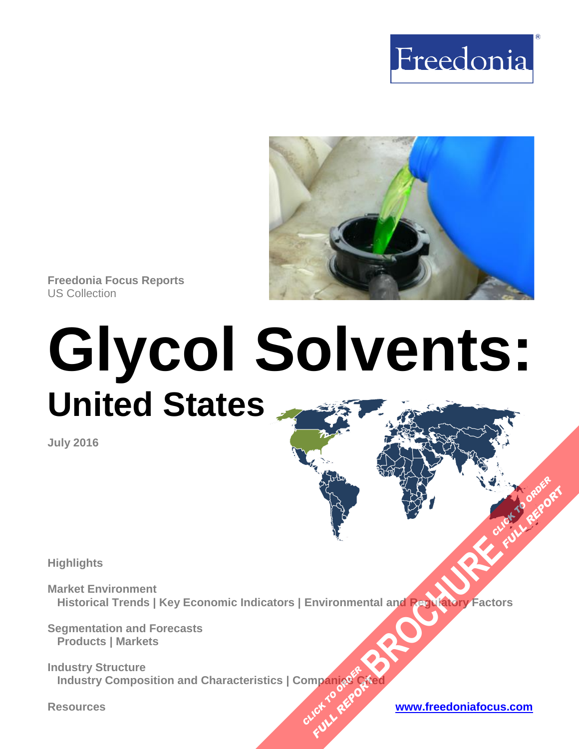Freedonia

Freedonia Focus Reports
US Collection

# Glycol Solvents:
## United States

July 2016

Highlights

Market Environment
Historical Trends | Key Economic Indicators | Environmental and Regulatory Factors

Segmentation and Forecasts
Products | Markets

Industry Structure
Industry Composition and Characteristics | Companies Cited

Resources

www.freedoniafocus.com

BROCHURE
CLICK TO ORDER FULL REPORT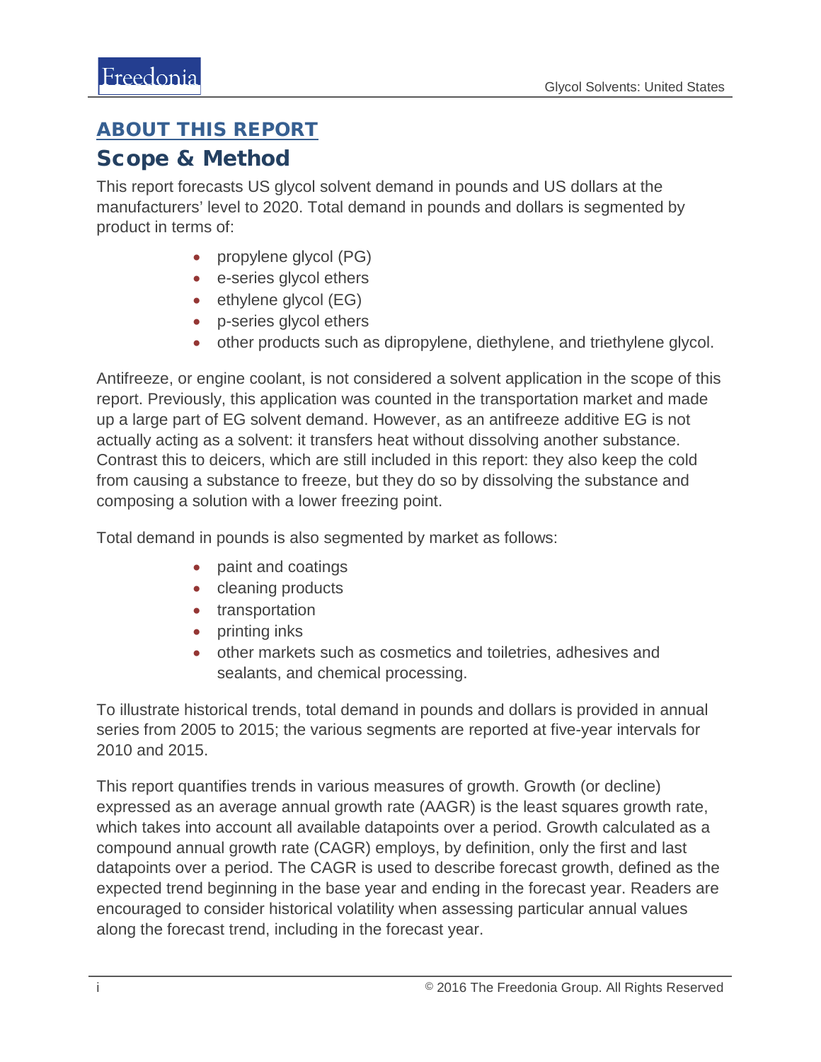## ABOUT THIS REPORT

# Scope & Method

This report forecasts US glycol solvent demand in pounds and US dollars at the manufacturers' level to 2020. Total demand in pounds and dollars is segmented by product in terms of:

- propylene glycol (PG)
- e-series glycol ethers
- ethylene glycol (EG)
- p-series glycol ethers
- other products such as dipropylene, diethylene, and triethylene glycol.

Antifreeze, or engine coolant, is not considered a solvent application in the scope of this report. Previously, this application was counted in the transportation market and made up a large part of EG solvent demand. However, as an antifreeze additive EG is not actually acting as a solvent: it transfers heat without dissolving another substance. Contrast this to deicers, which are still included in this report: they also keep the cold from causing a substance to freeze, but they do so by dissolving the substance and composing a solution with a lower freezing point.

Total demand in pounds is also segmented by market as follows:

- paint and coatings
- cleaning products
- transportation
- printing inks
- other markets such as cosmetics and toiletries, adhesives and sealants, and chemical processing.

To illustrate historical trends, total demand in pounds and dollars is provided in annual series from 2005 to 2015; the various segments are reported at five-year intervals for 2010 and 2015.

This report quantifies trends in various measures of growth. Growth (or decline) expressed as an average annual growth rate (AAGR) is the least squares growth rate, which takes into account all available datapoints over a period. Growth calculated as a compound annual growth rate (CAGR) employs, by definition, only the first and last datapoints over a period. The CAGR is used to describe forecast growth, defined as the expected trend beginning in the base year and ending in the forecast year. Readers are encouraged to consider historical volatility when assessing particular annual values along the forecast trend, including in the forecast year.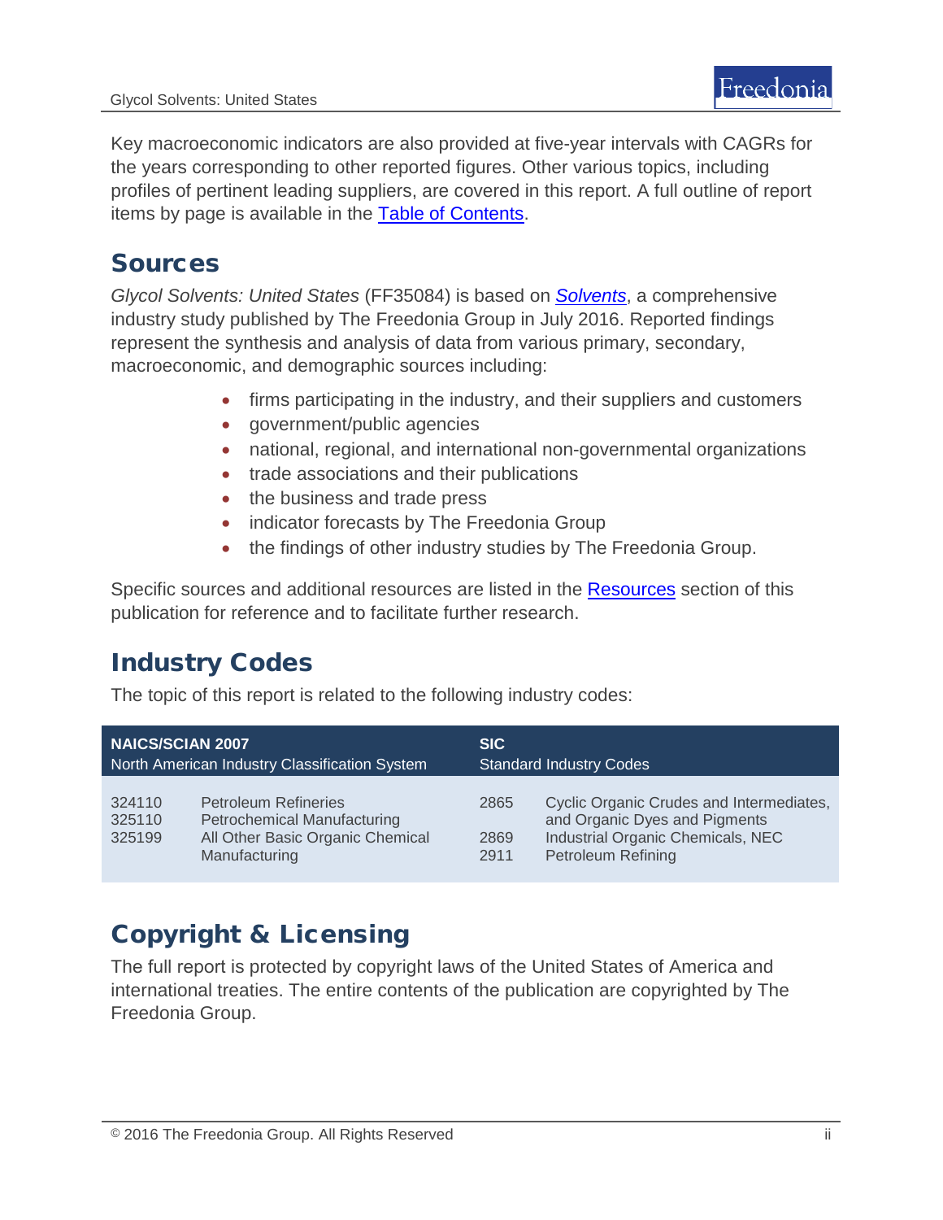Key macroeconomic indicators are also provided at five-year intervals with CAGRs for the years corresponding to other reported figures. Other various topics, including profiles of pertinent leading suppliers, are covered in this report. A full outline of report items by page is available in the Table of Contents.

## Sources

*Glycol Solvents: United States* (FF35084) is based on *Solvents*, a comprehensive industry study published by The Freedonia Group in July 2016. Reported findings represent the synthesis and analysis of data from various primary, secondary, macroeconomic, and demographic sources including:

- firms participating in the industry, and their suppliers and customers
- government/public agencies
- national, regional, and international non-governmental organizations
- trade associations and their publications
- the business and trade press
- indicator forecasts by The Freedonia Group
- the findings of other industry studies by The Freedonia Group.

Specific sources and additional resources are listed in the Resources section of this publication for reference and to facilitate further research.

## Industry Codes

The topic of this report is related to the following industry codes:

| **NAICS/SCIAN 2007** North American Industry Classification System | | **SIC** Standard Industry Codes | |
|---|---|---|---|
| 324110 | Petroleum Refineries | 2865 | Cyclic Organic Crudes and Intermediates, and Organic Dyes and Pigments |
| 325110 | Petrochemical Manufacturing | 2869 | Industrial Organic Chemicals, NEC |
| 325199 | All Other Basic Organic Chemical Manufacturing | 2911 | Petroleum Refining |

## Copyright & Licensing

The full report is protected by copyright laws of the United States of America and international treaties. The entire contents of the publication are copyrighted by The Freedonia Group.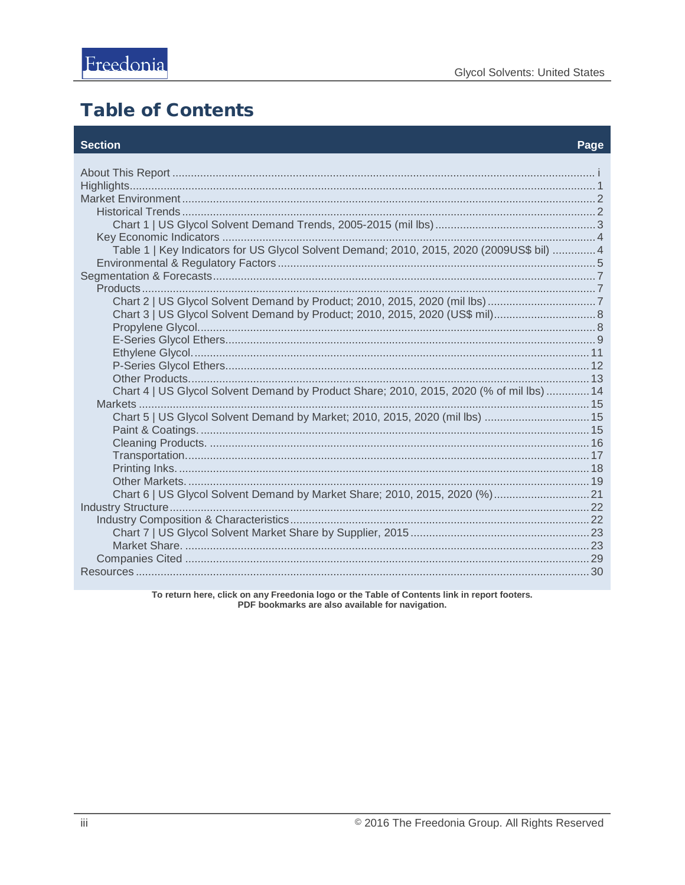# Table of Contents

| Section | Page |
|---|---|
| About This Report | i |
| Highlights | 1 |
| Market Environment | 2 |
| Historical Trends | 2 |
| Chart 1 \| US Glycol Solvent Demand Trends, 2005-2015 (mil lbs) | 3 |
| Key Economic Indicators | 4 |
| Table 1 \| Key Indicators for US Glycol Solvent Demand; 2010, 2015, 2020 (2009US$ bil) | 4 |
| Environmental & Regulatory Factors | 5 |
| Segmentation & Forecasts | 7 |
| Products | 7 |
| Chart 2 \| US Glycol Solvent Demand by Product; 2010, 2015, 2020 (mil lbs) | 7 |
| Chart 3 \| US Glycol Solvent Demand by Product; 2010, 2015, 2020 (US$ mil) | 8 |
| Propylene Glycol. | 8 |
| E-Series Glycol Ethers. | 9 |
| Ethylene Glycol. | 11 |
| P-Series Glycol Ethers. | 12 |
| Other Products. | 13 |
| Chart 4 \| US Glycol Solvent Demand by Product Share; 2010, 2015, 2020 (% of mil lbs) | 14 |
| Markets | 15 |
| Chart 5 \| US Glycol Solvent Demand by Market; 2010, 2015, 2020 (mil lbs) | 15 |
| Paint & Coatings. | 15 |
| Cleaning Products. | 16 |
| Transportation. | 17 |
| Printing Inks. | 18 |
| Other Markets. | 19 |
| Chart 6 \| US Glycol Solvent Demand by Market Share; 2010, 2015, 2020 (%) | 21 |
| Industry Structure | 22 |
| Industry Composition & Characteristics | 22 |
| Chart 7 \| US Glycol Solvent Market Share by Supplier, 2015 | 23 |
| Market Share. | 23 |
| Companies Cited | 29 |
| Resources | 30 |

**To return here, click on any Freedonia logo or the Table of Contents link in report footers.**
**PDF bookmarks are also available for navigation.**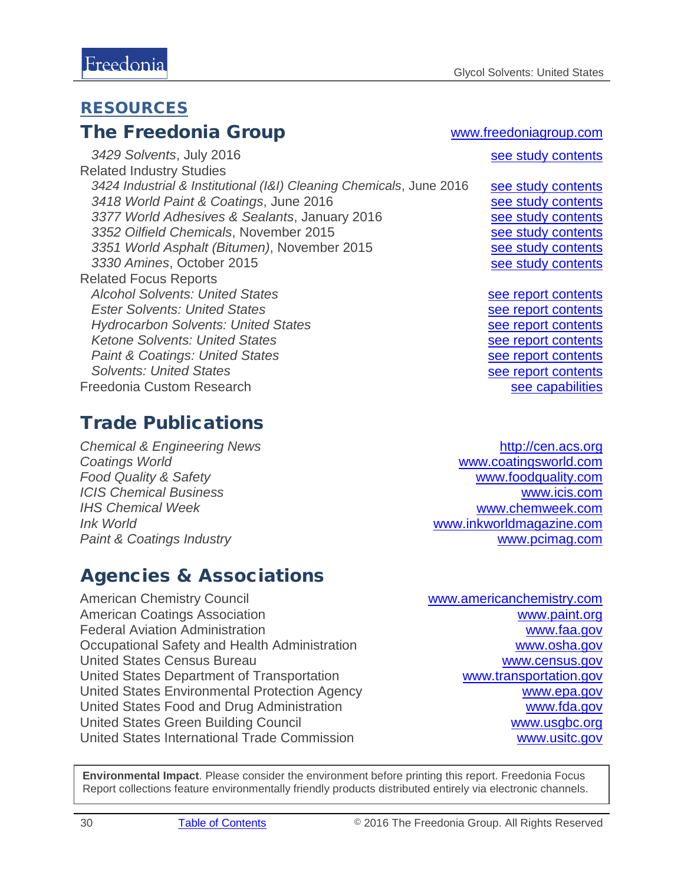# RESOURCES

## The Freedonia Group

www.freedoniagroup.com

*3429 Solvents*, July 2016 — see study contents

Related Industry Studies

- *3424 Industrial & Institutional (I&I) Cleaning Chemicals*, June 2016 — see study contents
- *3418 World Paint & Coatings*, June 2016 — see study contents
- *3377 World Adhesives & Sealants*, January 2016 — see study contents
- *3352 Oilfield Chemicals*, November 2015 — see study contents
- *3351 World Asphalt (Bitumen)*, November 2015 — see study contents
- *3330 Amines*, October 2015 — see study contents

Related Focus Reports

- *Alcohol Solvents: United States* — see report contents
- *Ester Solvents: United States* — see report contents
- *Hydrocarbon Solvents: United States* — see report contents
- *Ketone Solvents: United States* — see report contents
- *Paint & Coatings: United States* — see report contents
- *Solvents: United States* — see report contents

Freedonia Custom Research — see capabilities

## Trade Publications

| | |
|---|---|
| *Chemical & Engineering News* | http://cen.acs.org |
| *Coatings World* | www.coatingsworld.com |
| *Food Quality & Safety* | www.foodquality.com |
| *ICIS Chemical Business* | www.icis.com |
| *IHS Chemical Week* | www.chemweek.com |
| *Ink World* | www.inkworldmagazine.com |
| *Paint & Coatings Industry* | www.pcimag.com |

## Agencies & Associations

| | |
|---|---|
| American Chemistry Council | www.americanchemistry.com |
| American Coatings Association | www.paint.org |
| Federal Aviation Administration | www.faa.gov |
| Occupational Safety and Health Administration | www.osha.gov |
| United States Census Bureau | www.census.gov |
| United States Department of Transportation | www.transportation.gov |
| United States Environmental Protection Agency | www.epa.gov |
| United States Food and Drug Administration | www.fda.gov |
| United States Green Building Council | www.usgbc.org |
| United States International Trade Commission | www.usitc.gov |

**Environmental Impact**. Please consider the environment before printing this report. Freedonia Focus Report collections feature environmentally friendly products distributed entirely via electronic channels.